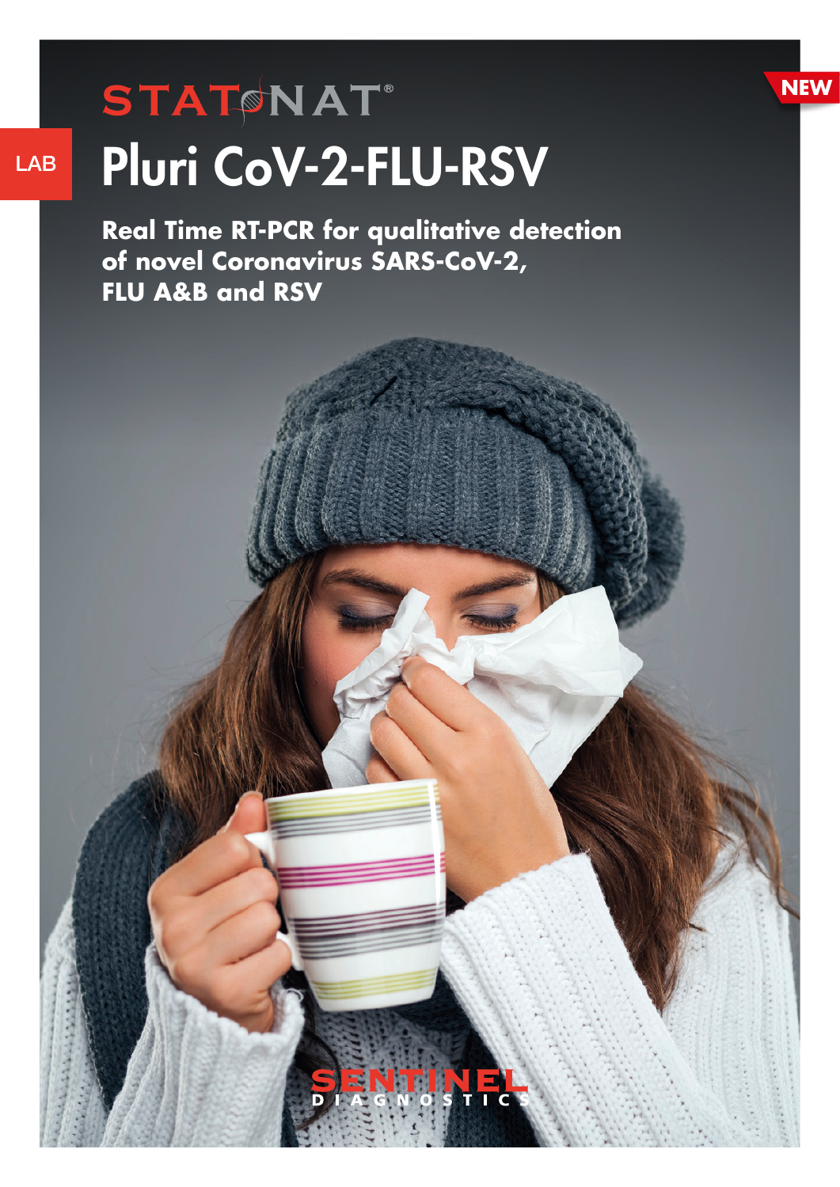STAT NAT®

LAB

NEW

# Pluri CoV-2-FLU-RSV

**Real Time RT-PCR for qualitative detection of novel Coronavirus SARS-CoV-2, FLU A&B and RSV**

SENTINEL DIAGNOSTICS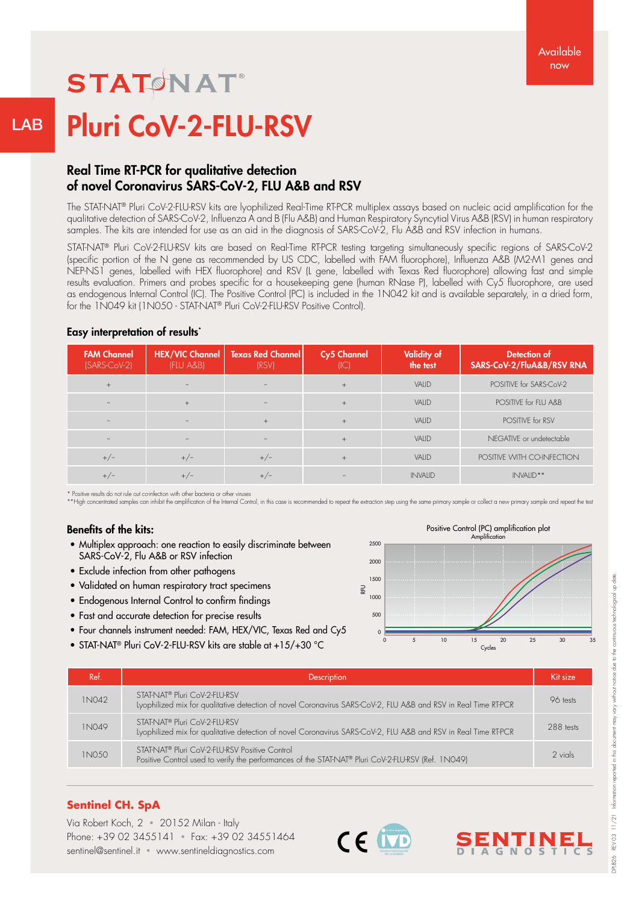Available now

LAB

STAT-NAT®

# Pluri CoV-2-FLU-RSV

## Real Time RT-PCR for qualitative detection of novel Coronavirus SARS-CoV-2, FLU A&B and RSV

The STAT-NAT® Pluri CoV-2-FLU-RSV kits are lyophilized Real-Time RT-PCR multiplex assays based on nucleic acid amplification for the qualitative detection of SARS-CoV-2, Influenza A and B (Flu A&B) and Human Respiratory Syncytial Virus A&B (RSV) in human respiratory samples. The kits are intended for use as an aid in the diagnosis of SARS-CoV-2, Flu A&B and RSV infection in humans.

STAT-NAT® Pluri CoV-2-FLU-RSV kits are based on Real-Time RT-PCR testing targeting simultaneously specific regions of SARS-CoV-2 (specific portion of the N gene as recommended by US CDC, labelled with FAM fluorophore), Influenza A&B (M2-M1 genes and NEP-NS1 genes, labelled with HEX fluorophore) and RSV (L gene, labelled with Texas Red fluorophore) allowing fast and simple results evaluation. Primers and probes specific for a housekeeping gene (human RNase P), labelled with Cy5 fluorophore, are used as endogenous Internal Control (IC). The Positive Control (PC) is included in the 1N042 kit and is available separately, in a dried form, for the 1N049 kit (1N050 - STAT-NAT® Pluri CoV-2-FLU-RSV Positive Control).

### Easy interpretation of results*

| FAM Channel (SARS-CoV-2) | HEX/VIC Channel (FLU A&B) | Texas Red Channel (RSV) | Cy5 Channel (IC) | Validity of the test | Detection of SARS-CoV-2/FluA&B/RSV RNA |
|---|---|---|---|---|---|
| + | - | - | + | VALID | POSITIVE for SARS-CoV-2 |
| - | + | - | + | VALID | POSITIVE for FLU A&B |
| - | - | + | + | VALID | POSITIVE for RSV |
| - | - | - | + | VALID | NEGATIVE or undetectable |
| +/- | +/- | +/- | + | VALID | POSITIVE WITH CO-INFECTION |
| +/- | +/- | +/- | - | INVALID | INVALID** |

\* Positive results do not rule out co-infection with other bacteria or other viruses
\*\*High concentrated samples can inhibit the amplification of the Internal Control, in this case is recommended to repeat the extraction step using the same primary sample or collect a new primary sample and repeat the test

### Benefits of the kits:

- Multiplex approach: one reaction to easily discriminate between SARS-CoV-2, Flu A&B or RSV infection
- Exclude infection from other pathogens
- Validated on human respiratory tract specimens
- Endogenous Internal Control to confirm findings
- Fast and accurate detection for precise results
- Four channels instrument needed: FAM, HEX/VIC, Texas Red and Cy5
- STAT-NAT® Pluri CoV-2-FLU-RSV kits are stable at +15/+30 °C

Positive Control (PC) amplification plot
Amplification
RFU
2500
2000
1500
1000
500
0
0 5 10 15 20 25 30 35
Cycles

| Ref. | Description | Kit size |
|---|---|---|
| 1N042 | STAT-NAT® Pluri CoV-2-FLU-RSV<br>Lyophilized mix for qualitative detection of novel Coronavirus SARS-CoV-2, FLU A&B and RSV in Real Time RT-PCR | 96 tests |
| 1N049 | STAT-NAT® Pluri CoV-2-FLU-RSV<br>Lyophilized mix for qualitative detection of novel Coronavirus SARS-CoV-2, FLU A&B and RSV in Real Time RT-PCR | 288 tests |
| 1N050 | STAT-NAT® Pluri CoV-2-FLU-RSV Positive Control<br>Positive Control used to verify the performances of the STAT-NAT® Pluri CoV-2-FLU-RSV (Ref. 1N049) | 2 vials |

**Sentinel CH. SpA**

Via Robert Koch, 2 • 20152 Milan - Italy
Phone: +39 02 3455141 • Fax: +39 02 34551464
sentinel@sentinel.it • www.sentineldiagnostics.com

SENTINEL DIAGNOSTICS

DK826 REV.03 11/21 Information reported in this document may vary without notice due to the continuous technological up date.